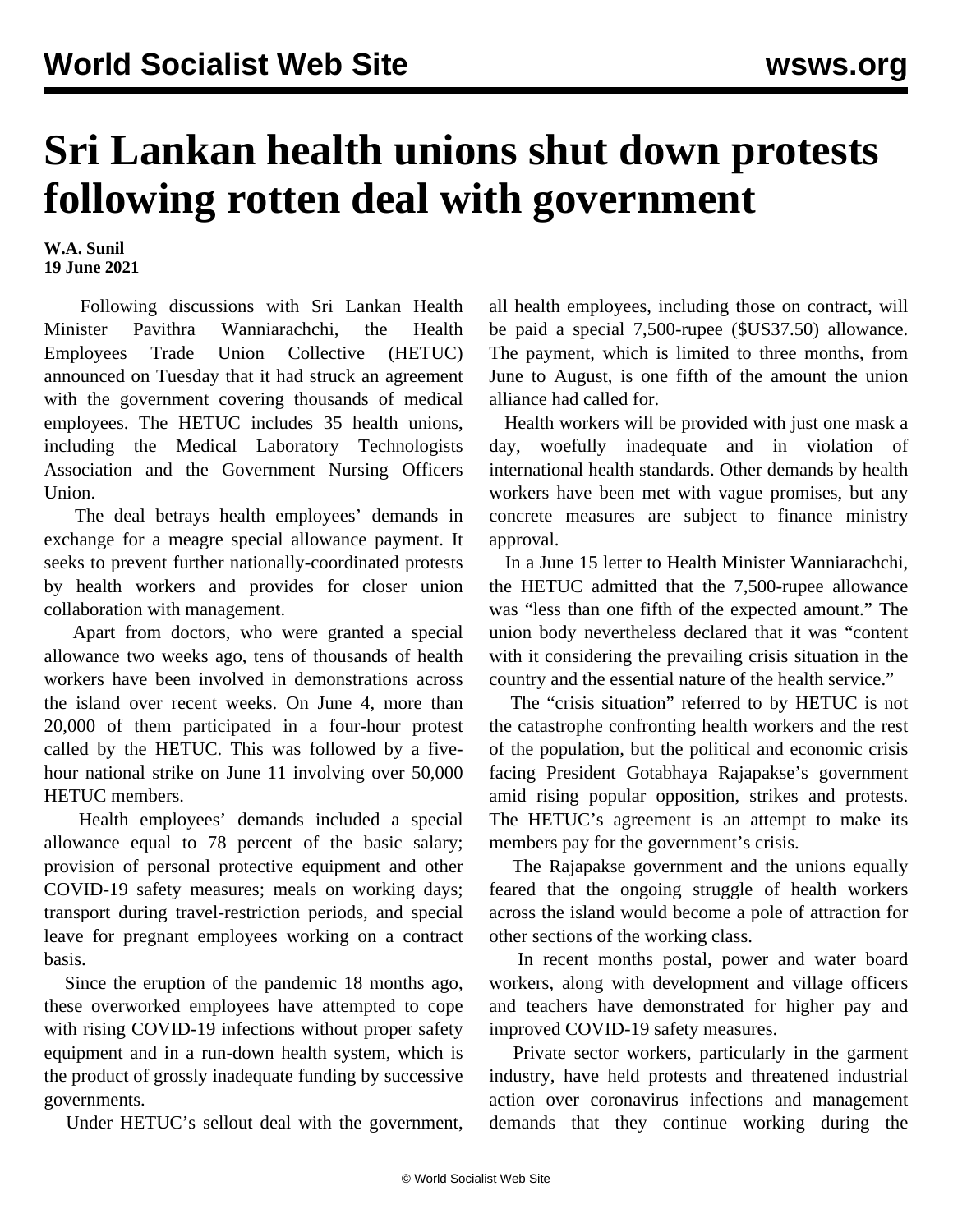# Sri Lankan health unions shut down protests following rotten deal with government

**W.A. Sunil**
**19 June 2021**

Following discussions with Sri Lankan Health Minister Pavithra Wanniarachchi, the Health Employees Trade Union Collective (HETUC) announced on Tuesday that it had struck an agreement with the government covering thousands of medical employees. The HETUC includes 35 health unions, including the Medical Laboratory Technologists Association and the Government Nursing Officers Union.

The deal betrays health employees' demands in exchange for a meagre special allowance payment. It seeks to prevent further nationally-coordinated protests by health workers and provides for closer union collaboration with management.

Apart from doctors, who were granted a special allowance two weeks ago, tens of thousands of health workers have been involved in demonstrations across the island over recent weeks. On June 4, more than 20,000 of them participated in a four-hour protest called by the HETUC. This was followed by a five-hour national strike on June 11 involving over 50,000 HETUC members.

Health employees' demands included a special allowance equal to 78 percent of the basic salary; provision of personal protective equipment and other COVID-19 safety measures; meals on working days; transport during travel-restriction periods, and special leave for pregnant employees working on a contract basis.

Since the eruption of the pandemic 18 months ago, these overworked employees have attempted to cope with rising COVID-19 infections without proper safety equipment and in a run-down health system, which is the product of grossly inadequate funding by successive governments.

Under HETUC's sellout deal with the government, all health employees, including those on contract, will be paid a special 7,500-rupee ($US37.50) allowance. The payment, which is limited to three months, from June to August, is one fifth of the amount the union alliance had called for.

Health workers will be provided with just one mask a day, woefully inadequate and in violation of international health standards. Other demands by health workers have been met with vague promises, but any concrete measures are subject to finance ministry approval.

In a June 15 letter to Health Minister Wanniarachchi, the HETUC admitted that the 7,500-rupee allowance was "less than one fifth of the expected amount." The union body nevertheless declared that it was "content with it considering the prevailing crisis situation in the country and the essential nature of the health service."

The "crisis situation" referred to by HETUC is not the catastrophe confronting health workers and the rest of the population, but the political and economic crisis facing President Gotabhaya Rajapakse's government amid rising popular opposition, strikes and protests. The HETUC's agreement is an attempt to make its members pay for the government's crisis.

The Rajapakse government and the unions equally feared that the ongoing struggle of health workers across the island would become a pole of attraction for other sections of the working class.

In recent months postal, power and water board workers, along with development and village officers and teachers have demonstrated for higher pay and improved COVID-19 safety measures.

Private sector workers, particularly in the garment industry, have held protests and threatened industrial action over coronavirus infections and management demands that they continue working during the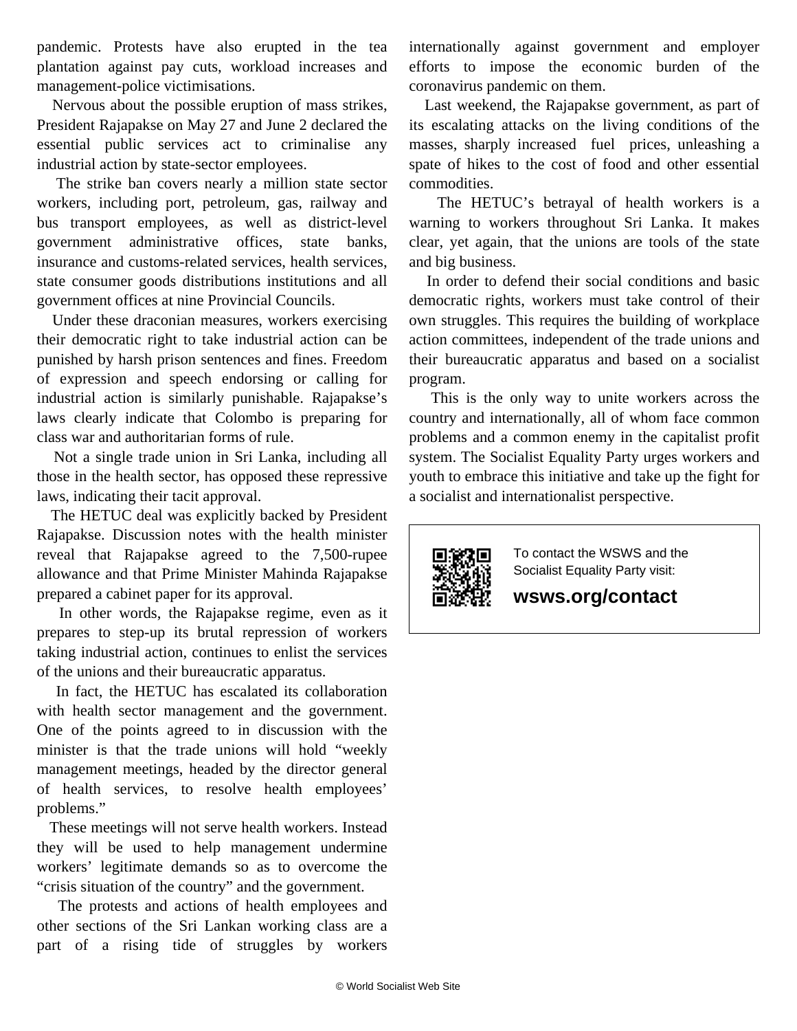pandemic. Protests have also erupted in the tea plantation against pay cuts, workload increases and management-police victimisations.

Nervous about the possible eruption of mass strikes, President Rajapakse on May 27 and June 2 declared the essential public services act to criminalise any industrial action by state-sector employees.

The strike ban covers nearly a million state sector workers, including port, petroleum, gas, railway and bus transport employees, as well as district-level government administrative offices, state banks, insurance and customs-related services, health services, state consumer goods distributions institutions and all government offices at nine Provincial Councils.

Under these draconian measures, workers exercising their democratic right to take industrial action can be punished by harsh prison sentences and fines. Freedom of expression and speech endorsing or calling for industrial action is similarly punishable. Rajapakse's laws clearly indicate that Colombo is preparing for class war and authoritarian forms of rule.

Not a single trade union in Sri Lanka, including all those in the health sector, has opposed these repressive laws, indicating their tacit approval.

The HETUC deal was explicitly backed by President Rajapakse. Discussion notes with the health minister reveal that Rajapakse agreed to the 7,500-rupee allowance and that Prime Minister Mahinda Rajapakse prepared a cabinet paper for its approval.

In other words, the Rajapakse regime, even as it prepares to step-up its brutal repression of workers taking industrial action, continues to enlist the services of the unions and their bureaucratic apparatus.

In fact, the HETUC has escalated its collaboration with health sector management and the government. One of the points agreed to in discussion with the minister is that the trade unions will hold "weekly management meetings, headed by the director general of health services, to resolve health employees' problems."

These meetings will not serve health workers. Instead they will be used to help management undermine workers' legitimate demands so as to overcome the "crisis situation of the country" and the government.

The protests and actions of health employees and other sections of the Sri Lankan working class are a part of a rising tide of struggles by workers internationally against government and employer efforts to impose the economic burden of the coronavirus pandemic on them.

Last weekend, the Rajapakse government, as part of its escalating attacks on the living conditions of the masses, sharply increased fuel prices, unleashing a spate of hikes to the cost of food and other essential commodities.

The HETUC's betrayal of health workers is a warning to workers throughout Sri Lanka. It makes clear, yet again, that the unions are tools of the state and big business.

In order to defend their social conditions and basic democratic rights, workers must take control of their own struggles. This requires the building of workplace action committees, independent of the trade unions and their bureaucratic apparatus and based on a socialist program.

This is the only way to unite workers across the country and internationally, all of whom face common problems and a common enemy in the capitalist profit system. The Socialist Equality Party urges workers and youth to embrace this initiative and take up the fight for a socialist and internationalist perspective.

To contact the WSWS and the Socialist Equality Party visit:

**wsws.org/contact**